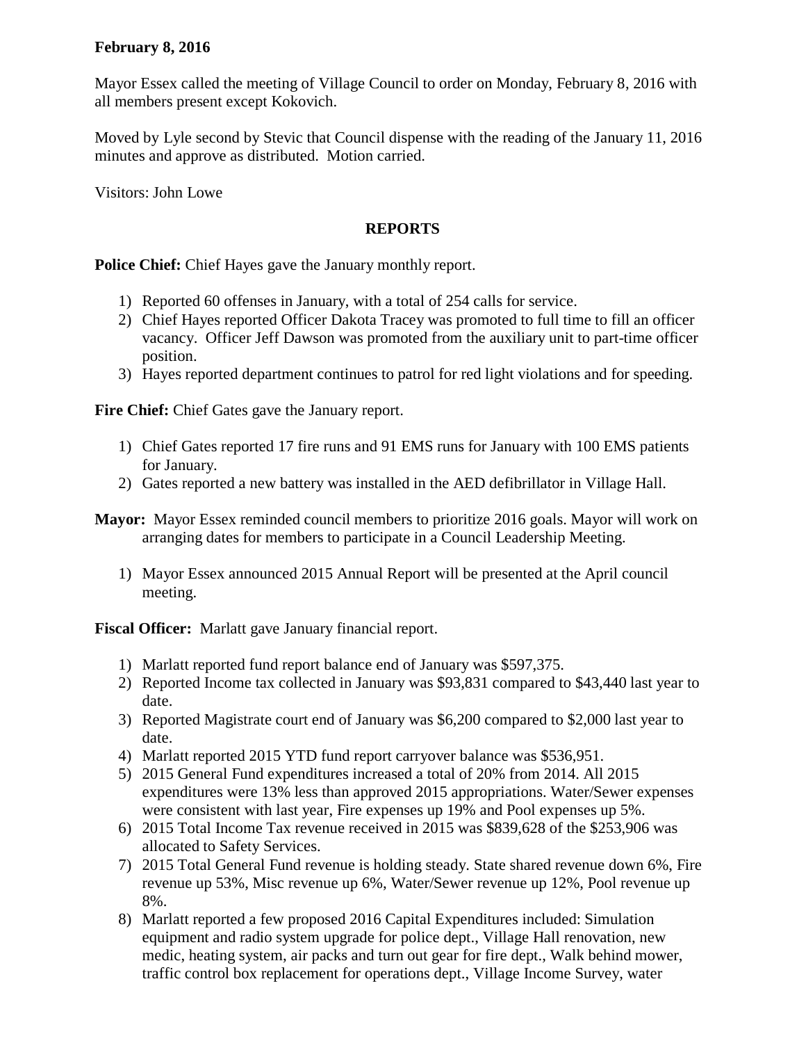**February 8, 2016**

Mayor Essex called the meeting of Village Council to order on Monday, February 8, 2016 with all members present except Kokovich.

Moved by Lyle second by Stevic that Council dispense with the reading of the January 11, 2016 minutes and approve as distributed. Motion carried.

Visitors: John Lowe

## REPORTS

**Police Chief:** Chief Hayes gave the January monthly report.

1) Reported 60 offenses in January, with a total of 254 calls for service.
2) Chief Hayes reported Officer Dakota Tracey was promoted to full time to fill an officer vacancy. Officer Jeff Dawson was promoted from the auxiliary unit to part-time officer position.
3) Hayes reported department continues to patrol for red light violations and for speeding.

**Fire Chief:** Chief Gates gave the January report.

1) Chief Gates reported 17 fire runs and 91 EMS runs for January with 100 EMS patients for January.
2) Gates reported a new battery was installed in the AED defibrillator in Village Hall.

**Mayor:** Mayor Essex reminded council members to prioritize 2016 goals. Mayor will work on arranging dates for members to participate in a Council Leadership Meeting.

1) Mayor Essex announced 2015 Annual Report will be presented at the April council meeting.

**Fiscal Officer:** Marlatt gave January financial report.

1) Marlatt reported fund report balance end of January was $597,375.
2) Reported Income tax collected in January was $93,831 compared to $43,440 last year to date.
3) Reported Magistrate court end of January was $6,200 compared to $2,000 last year to date.
4) Marlatt reported 2015 YTD fund report carryover balance was $536,951.
5) 2015 General Fund expenditures increased a total of 20% from 2014. All 2015 expenditures were 13% less than approved 2015 appropriations. Water/Sewer expenses were consistent with last year, Fire expenses up 19% and Pool expenses up 5%.
6) 2015 Total Income Tax revenue received in 2015 was $839,628 of the $253,906 was allocated to Safety Services.
7) 2015 Total General Fund revenue is holding steady. State shared revenue down 6%, Fire revenue up 53%, Misc revenue up 6%, Water/Sewer revenue up 12%, Pool revenue up 8%.
8) Marlatt reported a few proposed 2016 Capital Expenditures included: Simulation equipment and radio system upgrade for police dept., Village Hall renovation, new medic, heating system, air packs and turn out gear for fire dept., Walk behind mower, traffic control box replacement for operations dept., Village Income Survey, water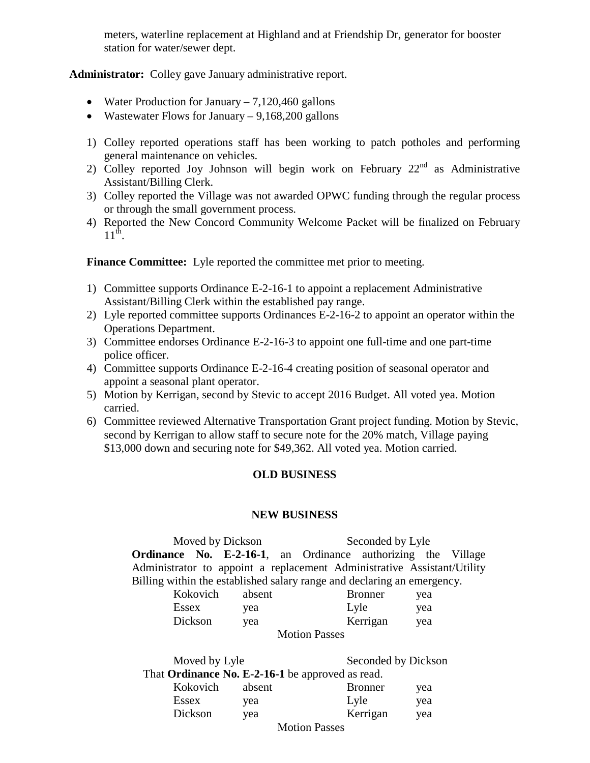meters, waterline replacement at Highland and at Friendship Dr, generator for booster station for water/sewer dept.

**Administrator:** Colley gave January administrative report.

- Water Production for January – 7,120,460 gallons
- Wastewater Flows for January – 9,168,200 gallons

1) Colley reported operations staff has been working to patch potholes and performing general maintenance on vehicles.
2) Colley reported Joy Johnson will begin work on February 22nd as Administrative Assistant/Billing Clerk.
3) Colley reported the Village was not awarded OPWC funding through the regular process or through the small government process.
4) Reported the New Concord Community Welcome Packet will be finalized on February 11th.

**Finance Committee:** Lyle reported the committee met prior to meeting.

1) Committee supports Ordinance E-2-16-1 to appoint a replacement Administrative Assistant/Billing Clerk within the established pay range.
2) Lyle reported committee supports Ordinances E-2-16-2 to appoint an operator within the Operations Department.
3) Committee endorses Ordinance E-2-16-3 to appoint one full-time and one part-time police officer.
4) Committee supports Ordinance E-2-16-4 creating position of seasonal operator and appoint a seasonal plant operator.
5) Motion by Kerrigan, second by Stevic to accept 2016 Budget. All voted yea. Motion carried.
6) Committee reviewed Alternative Transportation Grant project funding. Motion by Stevic, second by Kerrigan to allow staff to secure note for the 20% match, Village paying $13,000 down and securing note for $49,362. All voted yea. Motion carried.

## OLD BUSINESS

## NEW BUSINESS

Moved by Dickson Seconded by Lyle

**Ordinance No. E-2-16-1**, an Ordinance authorizing the Village Administrator to appoint a replacement Administrative Assistant/Utility Billing within the established salary range and declaring an emergency.

| | | | |
|---|---|---|---|
| Kokovich | absent | Bronner | yea |
| Essex | yea | Lyle | yea |
| Dickson | yea | Kerrigan | yea |

Motion Passes

Moved by Lyle Seconded by Dickson

That **Ordinance No. E-2-16-1** be approved as read.

| | | | |
|---|---|---|---|
| Kokovich | absent | Bronner | yea |
| Essex | yea | Lyle | yea |
| Dickson | yea | Kerrigan | yea |

Motion Passes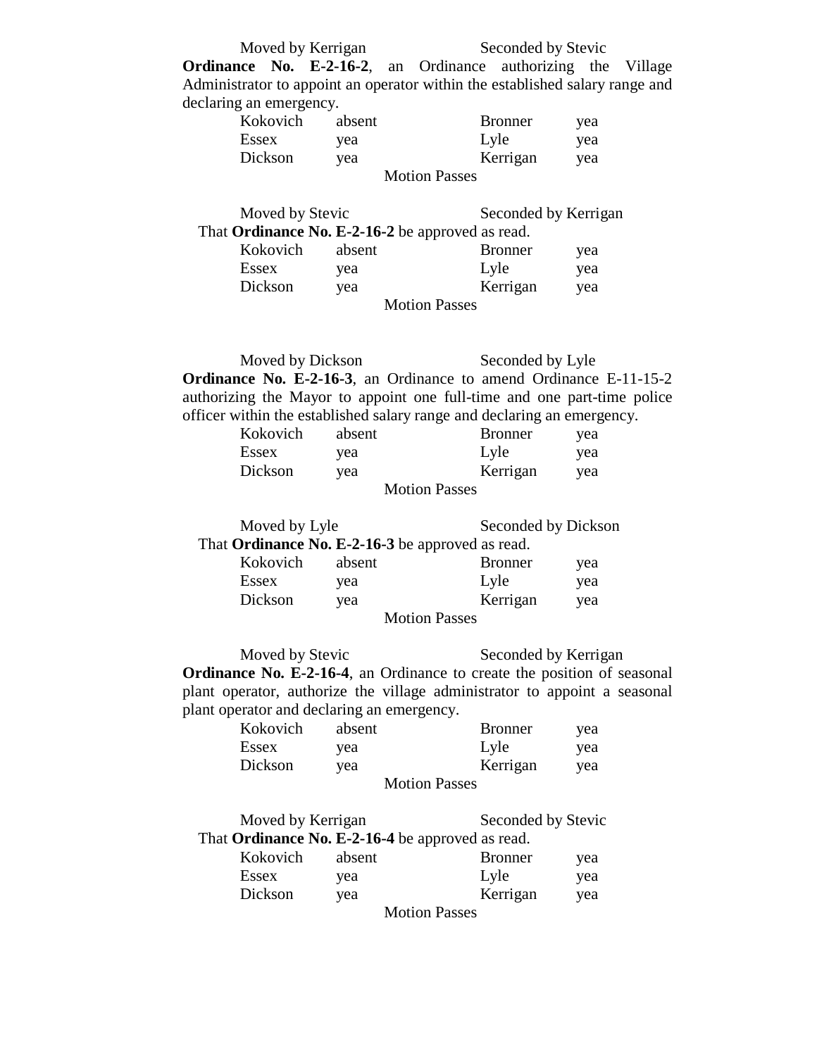Moved by Kerrigan Seconded by Stevic

**Ordinance No. E-2-16-2**, an Ordinance authorizing the Village Administrator to appoint an operator within the established salary range and declaring an emergency.

| | | | |
|---|---|---|---|
| Kokovich | absent | Bronner | yea |
| Essex | yea | Lyle | yea |
| Dickson | yea | Kerrigan | yea |

Motion Passes

Moved by Stevic Seconded by Kerrigan

That **Ordinance No. E-2-16-2** be approved as read.

| | | | |
|---|---|---|---|
| Kokovich | absent | Bronner | yea |
| Essex | yea | Lyle | yea |
| Dickson | yea | Kerrigan | yea |

Motion Passes

Moved by Dickson Seconded by Lyle

**Ordinance No. E-2-16-3**, an Ordinance to amend Ordinance E-11-15-2 authorizing the Mayor to appoint one full-time and one part-time police officer within the established salary range and declaring an emergency.

| | | | |
|---|---|---|---|
| Kokovich | absent | Bronner | yea |
| Essex | yea | Lyle | yea |
| Dickson | yea | Kerrigan | yea |

Motion Passes

Moved by Lyle Seconded by Dickson

That **Ordinance No. E-2-16-3** be approved as read.

| | | | |
|---|---|---|---|
| Kokovich | absent | Bronner | yea |
| Essex | yea | Lyle | yea |
| Dickson | yea | Kerrigan | yea |

Motion Passes

Moved by Stevic Seconded by Kerrigan

**Ordinance No. E-2-16-4**, an Ordinance to create the position of seasonal plant operator, authorize the village administrator to appoint a seasonal plant operator and declaring an emergency.

| | | | |
|---|---|---|---|
| Kokovich | absent | Bronner | yea |
| Essex | yea | Lyle | yea |
| Dickson | yea | Kerrigan | yea |

Motion Passes

Moved by Kerrigan Seconded by Stevic

That **Ordinance No. E-2-16-4** be approved as read.

| | | | |
|---|---|---|---|
| Kokovich | absent | Bronner | yea |
| Essex | yea | Lyle | yea |
| Dickson | yea | Kerrigan | yea |

Motion Passes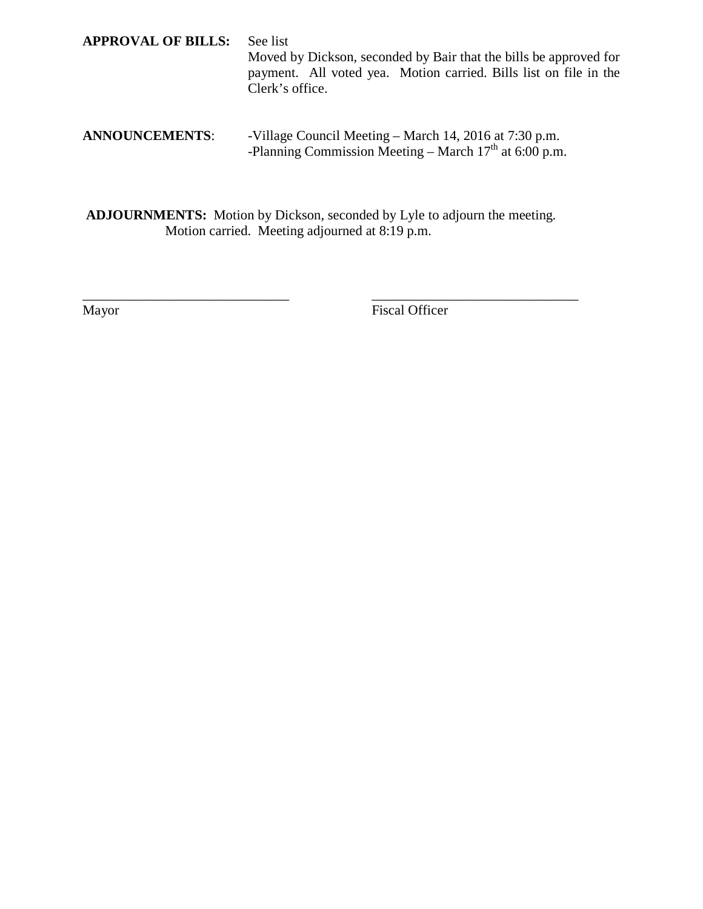**APPROVAL OF BILLS:** See list
Moved by Dickson, seconded by Bair that the bills be approved for payment. All voted yea. Motion carried. Bills list on file in the Clerk's office.

**ANNOUNCEMENTS**: -Village Council Meeting – March 14, 2016 at 7:30 p.m.
-Planning Commission Meeting – March 17th at 6:00 p.m.

**ADJOURNMENTS:** Motion by Dickson, seconded by Lyle to adjourn the meeting. Motion carried. Meeting adjourned at 8:19 p.m.

______________________________ ______________________________
Mayor Fiscal Officer